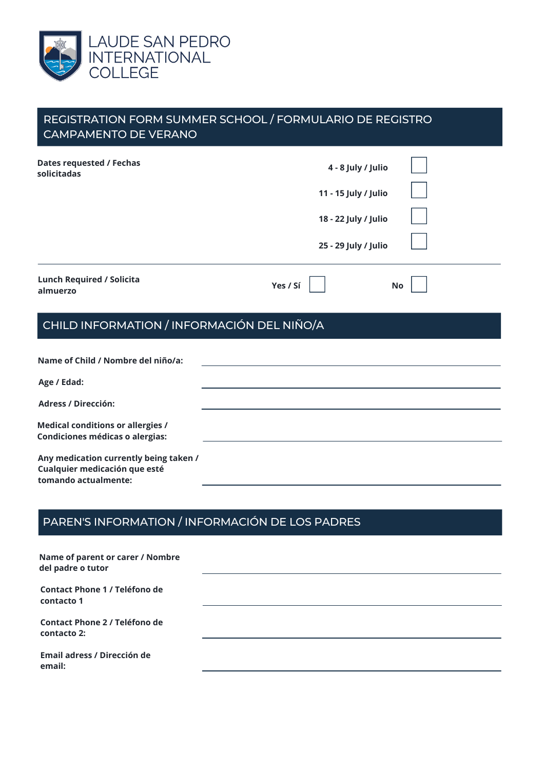# LAUDE SAN PEDRO INTERNATIONAL COLLEGE

## REGISTRATION FORM SUMMER SCHOOL / FORMULARIO DE REGISTRO CAMPAMENTO DE VERANO

**Dates requested / Fechas solicitadas**

- **4 - 8 July / Julio** ☐
- **11 - 15 July / Julio** ☐
- **18 - 22 July / Julio** ☐
- **25 - 29 July / Julio** ☐

**Lunch Required / Solicita almuerzo** — **Yes / Sí** ☐ **No** ☐

## CHILD INFORMATION / INFORMACIÓN DEL NIÑO/A

**Name of Child / Nombre del niño/a:** ______________________

**Age / Edad:** ______________________

**Adress / Dirección:** ______________________

**Medical conditions or allergies / Condiciones médicas o alergias:** ______________________

**Any medication currently being taken / Cualquier medicación que esté tomando actualmente:** ______________________

## PAREN'S INFORMATION / INFORMACIÓN DE LOS PADRES

**Name of parent or carer / Nombre del padre o tutor** ______________________

**Contact Phone 1 / Teléfono de contacto 1** ______________________

**Contact Phone 2 / Teléfono de contacto 2:** ______________________

**Email adress / Dirección de email:** ______________________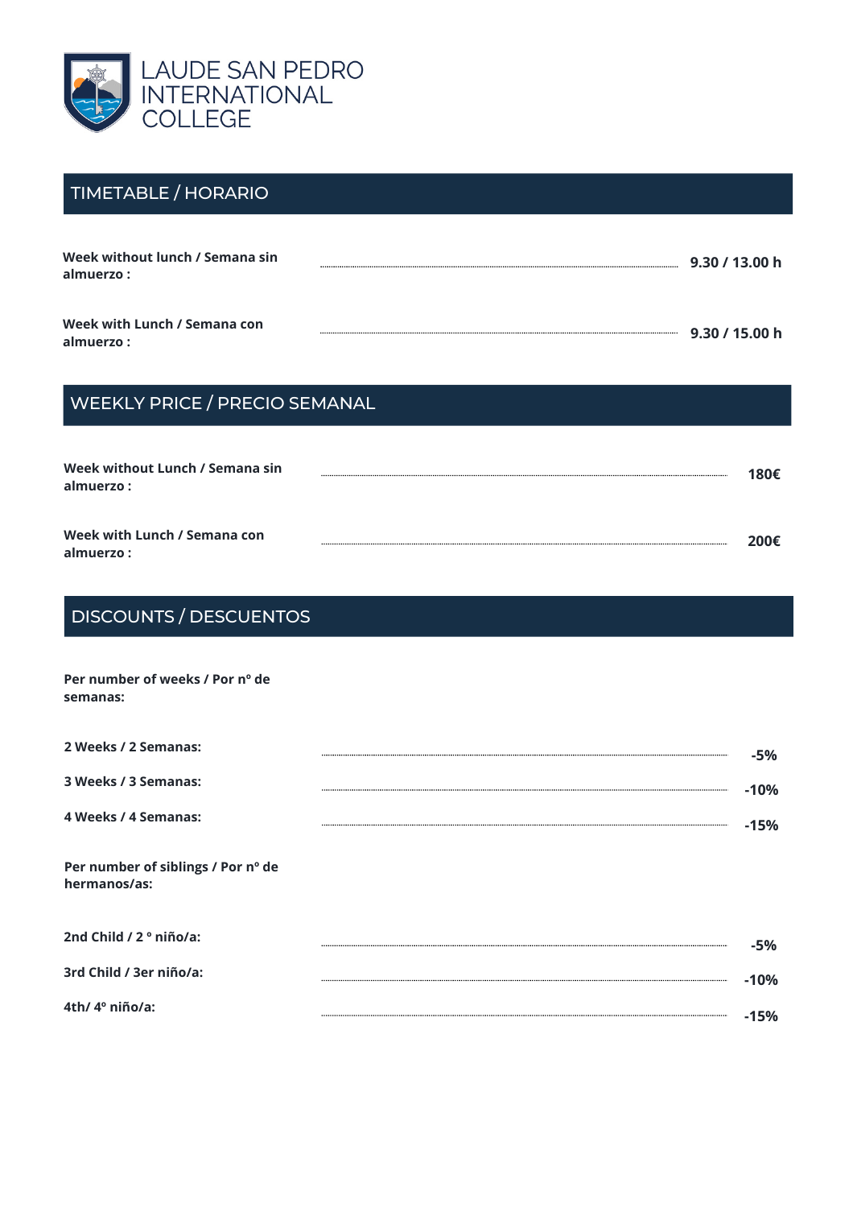LAUDE SAN PEDRO INTERNATIONAL COLLEGE

## TIMETABLE / HORARIO

| | |
|---|---|
| **Week without lunch / Semana sin almuerzo :** | **9.30 / 13.00 h** |
| **Week with Lunch / Semana con almuerzo :** | **9.30 / 15.00 h** |

## WEEKLY PRICE / PRECIO SEMANAL

| | |
|---|---|
| **Week without Lunch / Semana sin almuerzo :** | **180€** |
| **Week with Lunch / Semana con almuerzo :** | **200€** |

## DISCOUNTS / DESCUENTOS

**Per number of weeks / Por nº de semanas:**

| | |
|---|---|
| **2 Weeks / 2 Semanas:** | **-5%** |
| **3 Weeks / 3 Semanas:** | **-10%** |
| **4 Weeks / 4 Semanas:** | **-15%** |

**Per number of siblings / Por nº de hermanos/as:**

| | |
|---|---|
| **2nd Child / 2 º niño/a:** | **-5%** |
| **3rd Child / 3er niño/a:** | **-10%** |
| **4th/ 4º niño/a:** | **-15%** |